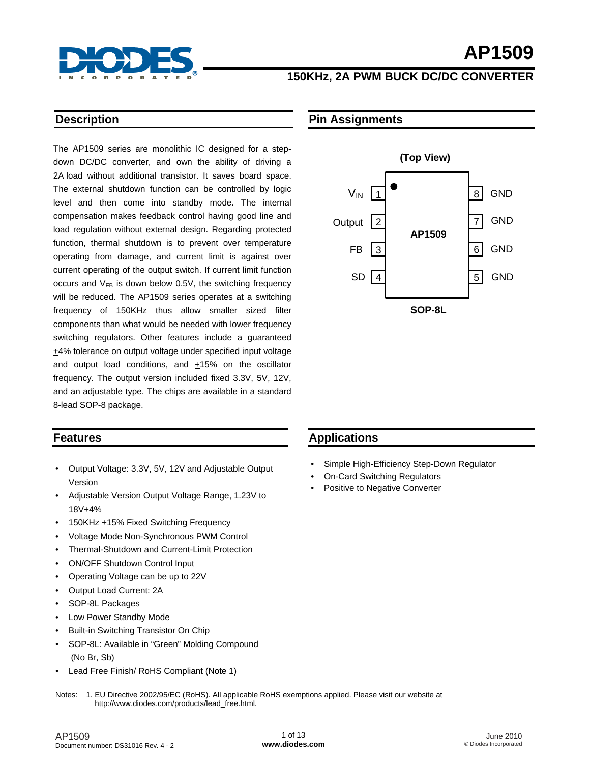# AP1509

## 150KHz, 2A PWM BUCK DC/DC CONVERTER

## Description

The AP1509 series are monolithic IC designed for a step-down DC/DC converter, and own the ability of driving a 2A load without additional transistor. It saves board space. The external shutdown function can be controlled by logic level and then come into standby mode. The internal compensation makes feedback control having good line and load regulation without external design. Regarding protected function, thermal shutdown is to prevent over temperature operating from damage, and current limit is against over current operating of the output switch. If current limit function occurs and $V_{FB}$ is down below 0.5V, the switching frequency will be reduced. The AP1509 series operates at a switching frequency of 150KHz thus allow smaller sized filter components than what would be needed with lower frequency switching regulators. Other features include a guaranteed ±4% tolerance on output voltage under specified input voltage and output load conditions, and ±15% on the oscillator frequency. The output version included fixed 3.3V, 5V, 12V, and an adjustable type. The chips are available in a standard 8-lead SOP-8 package.

## Pin Assignments

(Top View)

| Pin | Name | Pin | Name |
|---|---|---|---|
| 1 | $V_{IN}$ | 8 | GND |
| 2 | Output | 7 | GND |
| 3 | FB | 6 | GND |
| 4 | SD | 5 | GND |

AP1509

SOP-8L

## Features

- Output Voltage: 3.3V, 5V, 12V and Adjustable Output Version
- Adjustable Version Output Voltage Range, 1.23V to 18V+4%
- 150KHz +15% Fixed Switching Frequency
- Voltage Mode Non-Synchronous PWM Control
- Thermal-Shutdown and Current-Limit Protection
- ON/OFF Shutdown Control Input
- Operating Voltage can be up to 22V
- Output Load Current: 2A
- SOP-8L Packages
- Low Power Standby Mode
- Built-in Switching Transistor On Chip
- SOP-8L: Available in "Green" Molding Compound (No Br, Sb)
- Lead Free Finish/ RoHS Compliant (Note 1)

## Applications

- Simple High-Efficiency Step-Down Regulator
- On-Card Switching Regulators
- Positive to Negative Converter

Notes: 1. EU Directive 2002/95/EC (RoHS). All applicable RoHS exemptions applied. Please visit our website at http://www.diodes.com/products/lead_free.html.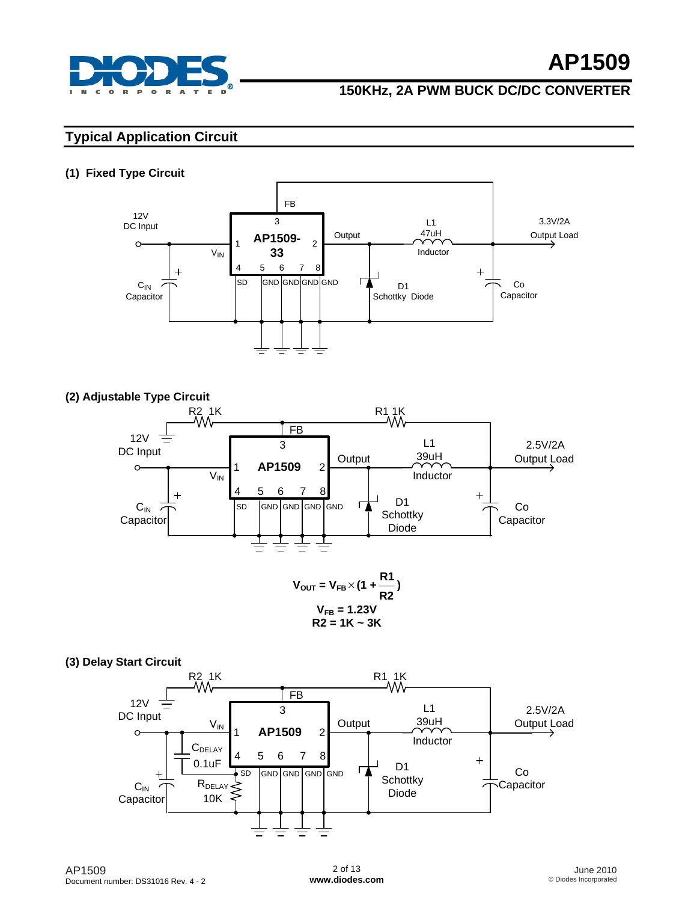## Typical Application Circuit

### (1) Fixed Type Circuit

12V DC Input

$V_{IN}$

AP1509-33

FB 3, 1, 2, 4 5 6 7 8

SD GND GND GND GND

$C_{IN}$ Capacitor

Output

L1 47uH Inductor

D1 Schottky Diode

Co Capacitor

3.3V/2A Output Load

### (2) Adjustable Type Circuit

R2 1K

R1 1K

FB

12V DC Input

$V_{IN}$

AP1509

3, 1, 2, 4 5 6 7 8

SD GND GND GND GND

$C_{IN}$ Capacitor

Output

L1 39uH Inductor

D1 Schottky Diode

Co Capacitor

2.5V/2A Output Load

$$V_{OUT} = V_{FB} \times (1 + \frac{R1}{R2})$$

$$V_{FB} = 1.23V$$

$$R2 = 1K \sim 3K$$

### (3) Delay Start Circuit

R2 1K

R1 1K

FB

12V DC Input

$V_{IN}$

AP1509

3, 1, 2, 4 5 6 7 8

$C_{DELAY}$ 0.1uF

SD GND GND GND GND

$R_{DELAY}$ 10K

$C_{IN}$ Capacitor

Output

L1 39uH Inductor

D1 Schottky Diode

Co Capacitor

2.5V/2A Output Load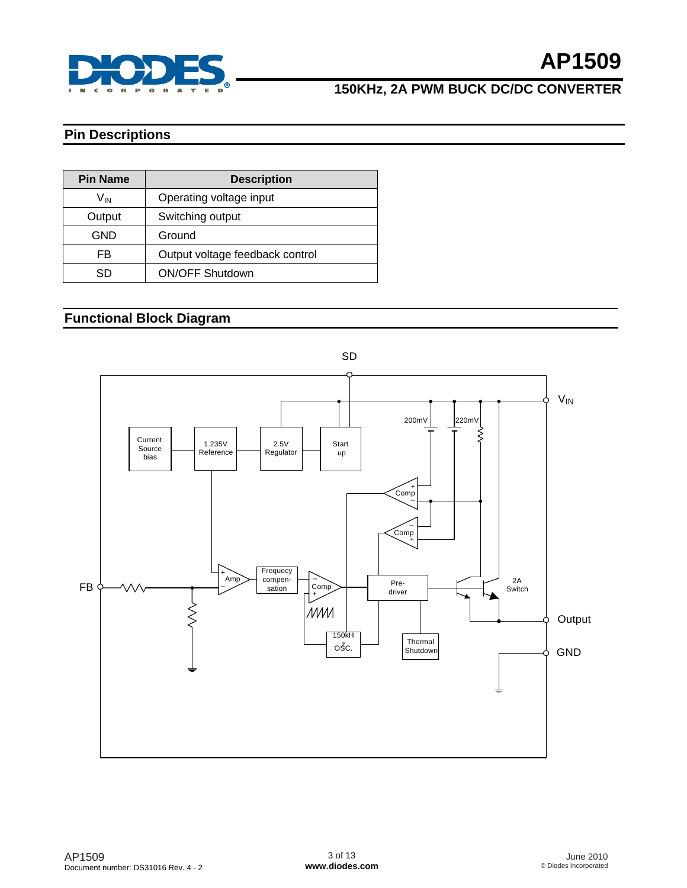## Pin Descriptions

| Pin Name | Description |
|---|---|
| $V_{IN}$ | Operating voltage input |
| Output | Switching output |
| GND | Ground |
| FB | Output voltage feedback control |
| SD | ON/OFF Shutdown |

## Functional Block Diagram

SD

$V_{IN}$

Current Source bias

1.235V Reference

2.5V Regulator

Start up

200mV

220mV

Comp

Comp

FB

Amp

Frequecy compen-sation

Comp

Pre-driver

2A Switch

Output

150kHz OSC.

Thermal Shutdown

GND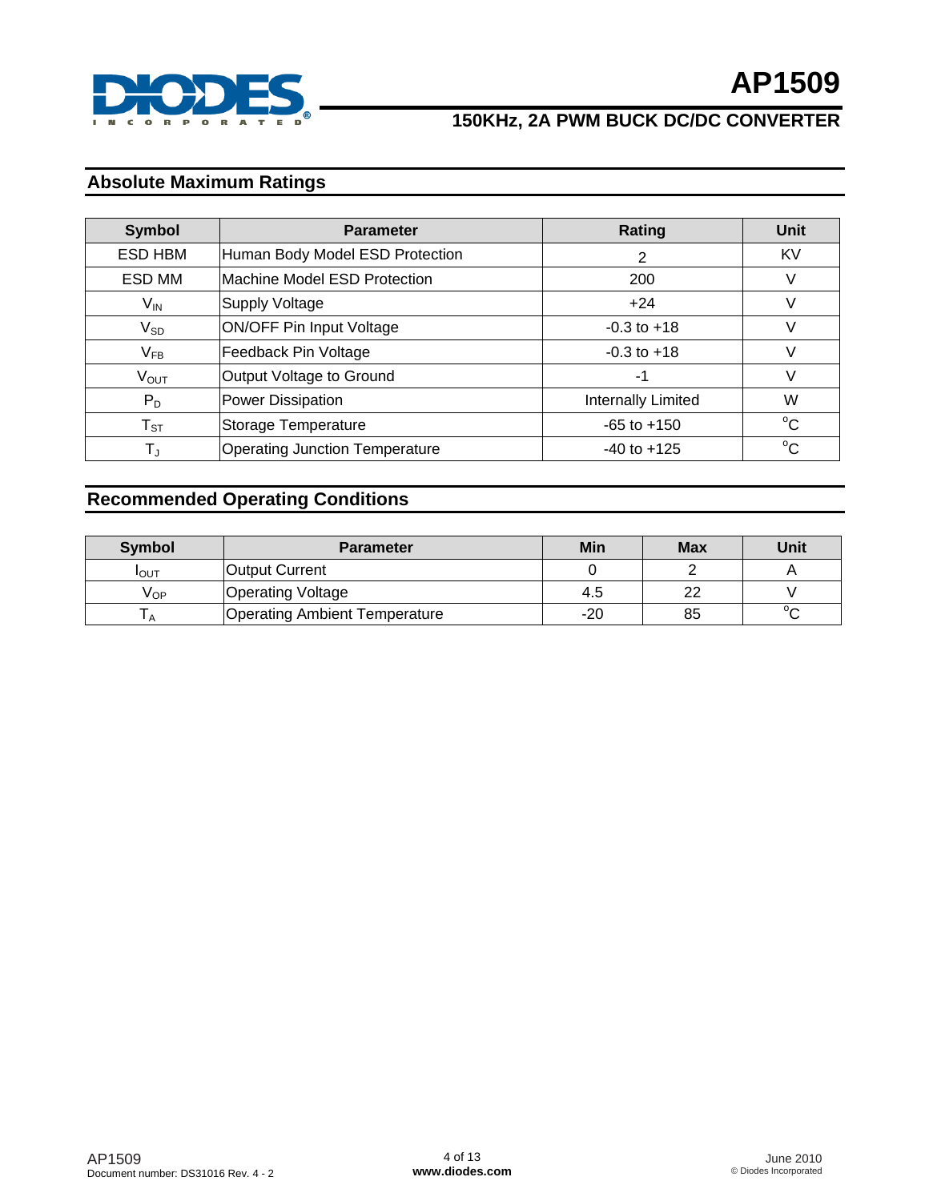## Absolute Maximum Ratings

| Symbol | Parameter | Rating | Unit |
|---|---|---|---|
| ESD HBM | Human Body Model ESD Protection | 2 | KV |
| ESD MM | Machine Model ESD Protection | 200 | V |
| $V_{IN}$ | Supply Voltage | +24 | V |
| $V_{SD}$ | ON/OFF Pin Input Voltage | -0.3 to +18 | V |
| $V_{FB}$ | Feedback Pin Voltage | -0.3 to +18 | V |
| $V_{OUT}$ | Output Voltage to Ground | -1 | V |
| $P_D$ | Power Dissipation | Internally Limited | W |
| $T_{ST}$ | Storage Temperature | -65 to +150 | $^oC$ |
| $T_J$ | Operating Junction Temperature | -40 to +125 | $^oC$ |

## Recommended Operating Conditions

| Symbol | Parameter | Min | Max | Unit |
|---|---|---|---|---|
| $I_{OUT}$ | Output Current | 0 | 2 | A |
| $V_{OP}$ | Operating Voltage | 4.5 | 22 | V |
| $T_A$ | Operating Ambient Temperature | -20 | 85 | $^oC$ |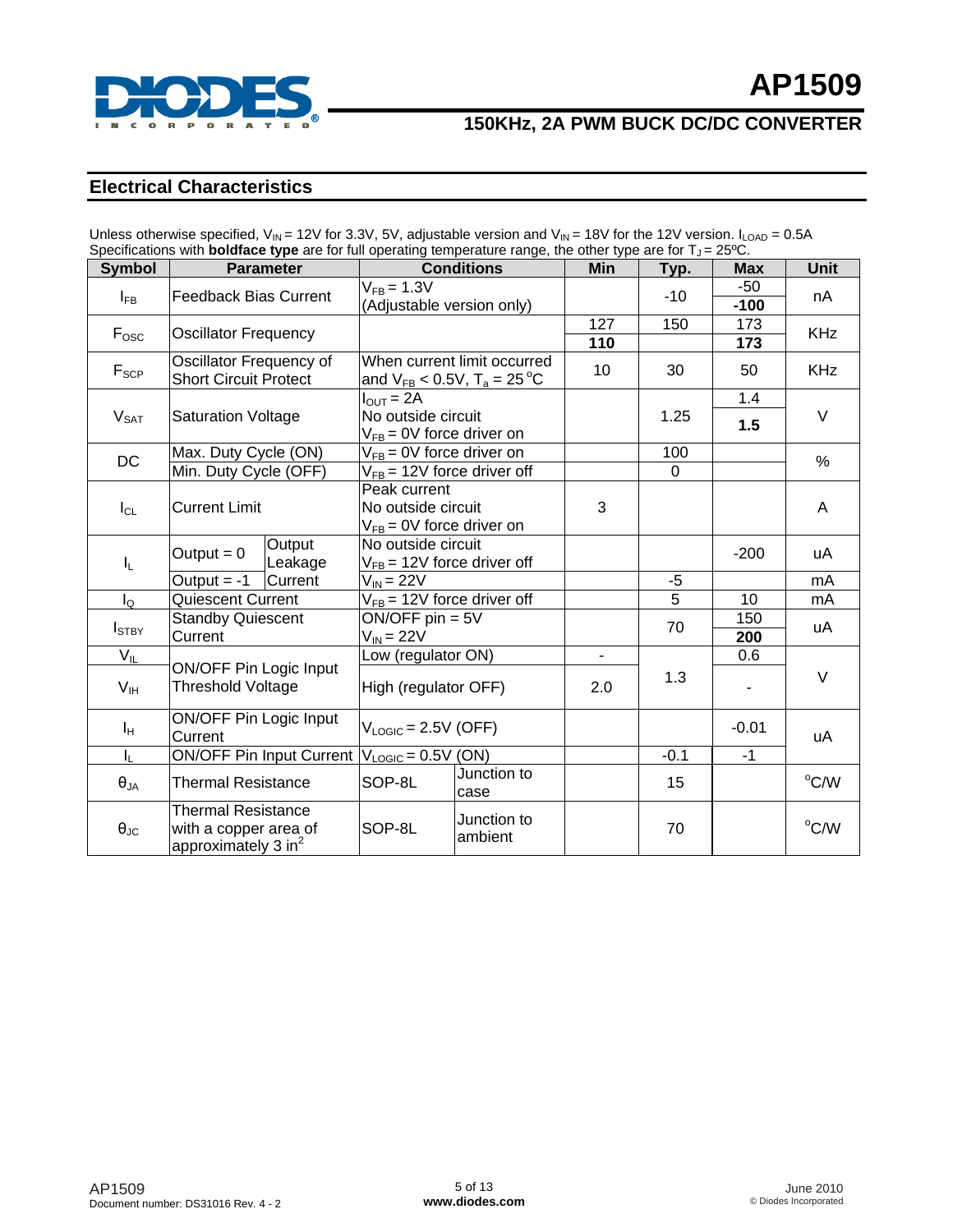## Electrical Characteristics

Unless otherwise specified, $V_{IN}$ = 12V for 3.3V, 5V, adjustable version and $V_{IN}$ = 18V for the 12V version. $I_{LOAD}$ = 0.5A
Specifications with **boldface type** are for full operating temperature range, the other type are for $T_J$ = 25ºC.

| Symbol | Parameter | | Conditions | | Min | Typ. | Max | Unit |
|---|---|---|---|---|---|---|---|---|
| $I_{FB}$ | Feedback Bias Current | | $V_{FB}$ = 1.3V (Adjustable version only) | | | -10 | -50 / **-100** | nA |
| $F_{OSC}$ | Oscillator Frequency | | | | 127 / **110** | 150 | 173 / **173** | KHz |
| $F_{SCP}$ | Oscillator Frequency of Short Circuit Protect | | When current limit occurred and $V_{FB}$ < 0.5V, $T_a$ = 25 °C | | 10 | 30 | 50 | KHz |
| $V_{SAT}$ | Saturation Voltage | | $I_{OUT}$ = 2A No outside circuit $V_{FB}$ = 0V force driver on | | | 1.25 | 1.4 / **1.5** | V |
| DC | Max. Duty Cycle (ON) | | $V_{FB}$ = 0V force driver on | | | 100 | | % |
| | Min. Duty Cycle (OFF) | | $V_{FB}$ = 12V force driver off | | | 0 | | |
| $I_{CL}$ | Current Limit | | Peak current No outside circuit $V_{FB}$ = 0V force driver on | | 3 | | | A |
| $I_L$ | Output = 0 | Output Leakage Current | No outside circuit $V_{FB}$ = 12V force driver off | | | | -200 | uA |
| | Output = -1 | | $V_{IN}$ = 22V | | | -5 | | mA |
| $I_Q$ | Quiescent Current | | $V_{FB}$ = 12V force driver off | | | 5 | 10 | mA |
| $I_{STBY}$ | Standby Quiescent Current | | ON/OFF pin = 5V $V_{IN}$ = 22V | | | 70 | 150 / **200** | uA |
| $V_{IL}$ | ON/OFF Pin Logic Input Threshold Voltage | | Low (regulator ON) | | - | 1.3 | 0.6 | V |
| $V_{IH}$ | | | High (regulator OFF) | | 2.0 | | - | |
| $I_H$ | ON/OFF Pin Logic Input Current | | $V_{LOGIC}$ = 2.5V (OFF) | | | | -0.01 | uA |
| $I_L$ | ON/OFF Pin Input Current | | $V_{LOGIC}$ = 0.5V (ON) | | | -0.1 | -1 | |
| $\theta_{JA}$ | Thermal Resistance | | SOP-8L | Junction to case | | 15 | | °C/W |
| $\theta_{JC}$ | Thermal Resistance with a copper area of approximately 3 $in^2$ | | SOP-8L | Junction to ambient | | 70 | | °C/W |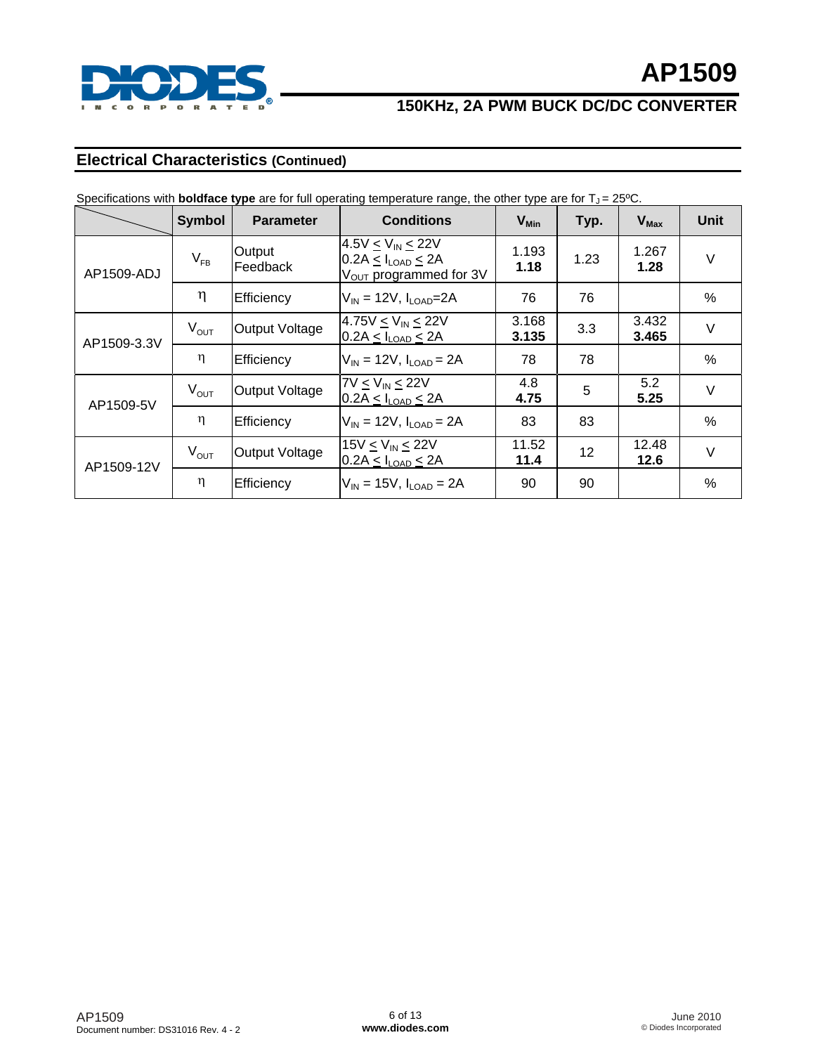## Electrical Characteristics (Continued)

Specifications with **boldface type** are for full operating temperature range, the other type are for $T_J = 25^oC$.

| | Symbol | Parameter | Conditions | $V_{Min}$ | Typ. | $V_{Max}$ | Unit |
|---|---|---|---|---|---|---|---|
| AP1509-ADJ | $V_{FB}$ | Output Feedback | $4.5V \leq V_{IN} \leq 22V$ $0.2A \leq I_{LOAD} \leq 2A$ $V_{OUT}$ programmed for 3V | 1.193 **1.18** | 1.23 | 1.267 **1.28** | V |
| | η | Efficiency | $V_{IN} = 12V$, $I_{LOAD}$=2A | 76 | 76 | | % |
| AP1509-3.3V | $V_{OUT}$ | Output Voltage | $4.75V \leq V_{IN} \leq 22V$ $0.2A \leq I_{LOAD} \leq 2A$ | 3.168 **3.135** | 3.3 | 3.432 **3.465** | V |
| | η | Efficiency | $V_{IN} = 12V$, $I_{LOAD} = 2A$ | 78 | 78 | | % |
| AP1509-5V | $V_{OUT}$ | Output Voltage | $7V \leq V_{IN} \leq 22V$ $0.2A \leq I_{LOAD} \leq 2A$ | 4.8 **4.75** | 5 | 5.2 **5.25** | V |
| | η | Efficiency | $V_{IN} = 12V$, $I_{LOAD} = 2A$ | 83 | 83 | | % |
| AP1509-12V | $V_{OUT}$ | Output Voltage | $15V \leq V_{IN} \leq 22V$ $0.2A \leq I_{LOAD} \leq 2A$ | 11.52 **11.4** | 12 | 12.48 **12.6** | V |
| | η | Efficiency | $V_{IN} = 15V$, $I_{LOAD} = 2A$ | 90 | 90 | | % |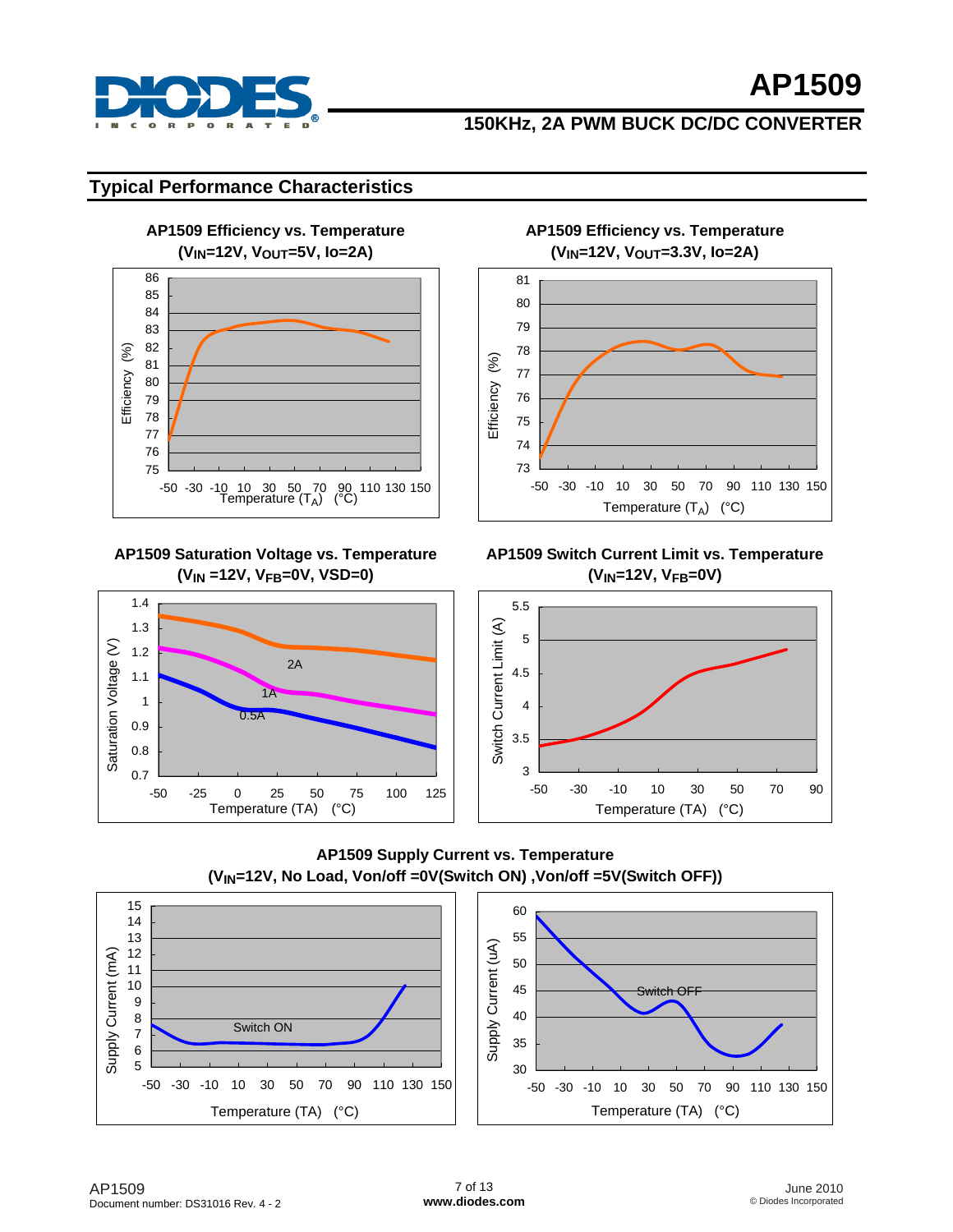## Typical Performance Characteristics

**AP1509 Efficiency vs. Temperature ($V_{IN}$=12V, $V_{OUT}$=5V, Io=2A)**

**AP1509 Efficiency vs. Temperature ($V_{IN}$=12V, $V_{OUT}$=3.3V, Io=2A)**

**AP1509 Saturation Voltage vs. Temperature ($V_{IN}$ =12V, $V_{FB}$=0V, VSD=0)**

**AP1509 Switch Current Limit vs. Temperature ($V_{IN}$=12V, $V_{FB}$=0V)**

**AP1509 Supply Current vs. Temperature ($V_{IN}$=12V, No Load, Von/off =0V(Switch ON) ,Von/off =5V(Switch OFF))**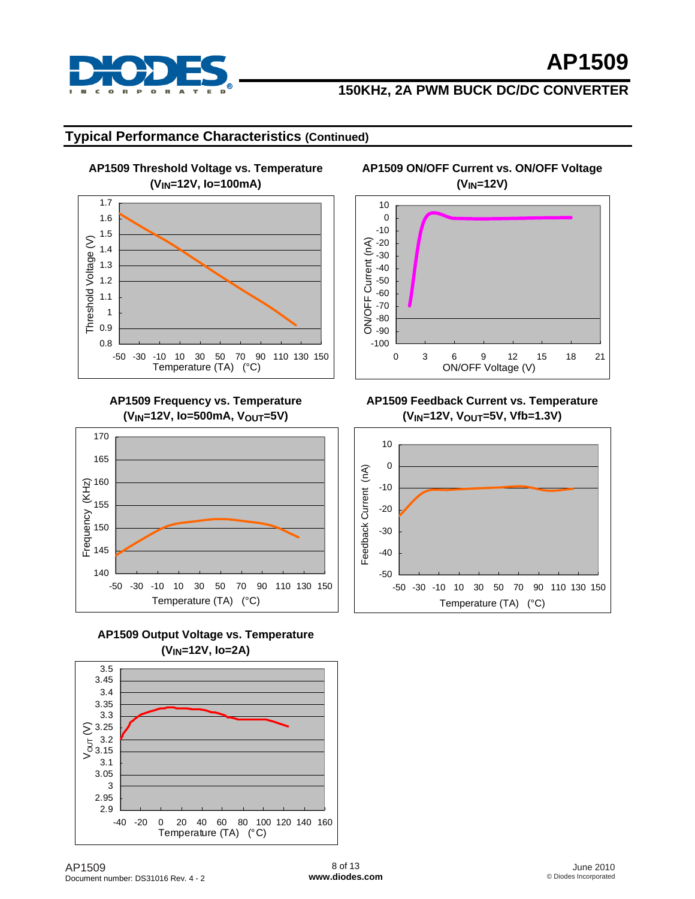## Typical Performance Characteristics (Continued)

**AP1509 Threshold Voltage vs. Temperature ($V_{IN}$=12V, Io=100mA)**

Threshold Voltage (V) vs. Temperature (TA) (°C)

**AP1509 ON/OFF Current vs. ON/OFF Voltage ($V_{IN}$=12V)**

ON/OFF Current (nA) vs. ON/OFF Voltage (V)

**AP1509 Frequency vs. Temperature ($V_{IN}$=12V, Io=500mA, $V_{OUT}$=5V)**

Frequency (KHz) vs. Temperature (TA) (°C)

**AP1509 Feedback Current vs. Temperature ($V_{IN}$=12V, $V_{OUT}$=5V, Vfb=1.3V)**

Feedback Current (nA) vs. Temperature (TA) (°C)

**AP1509 Output Voltage vs. Temperature ($V_{IN}$=12V, Io=2A)**

$V_{OUT}$ (V) vs. Temperature (TA) (°C)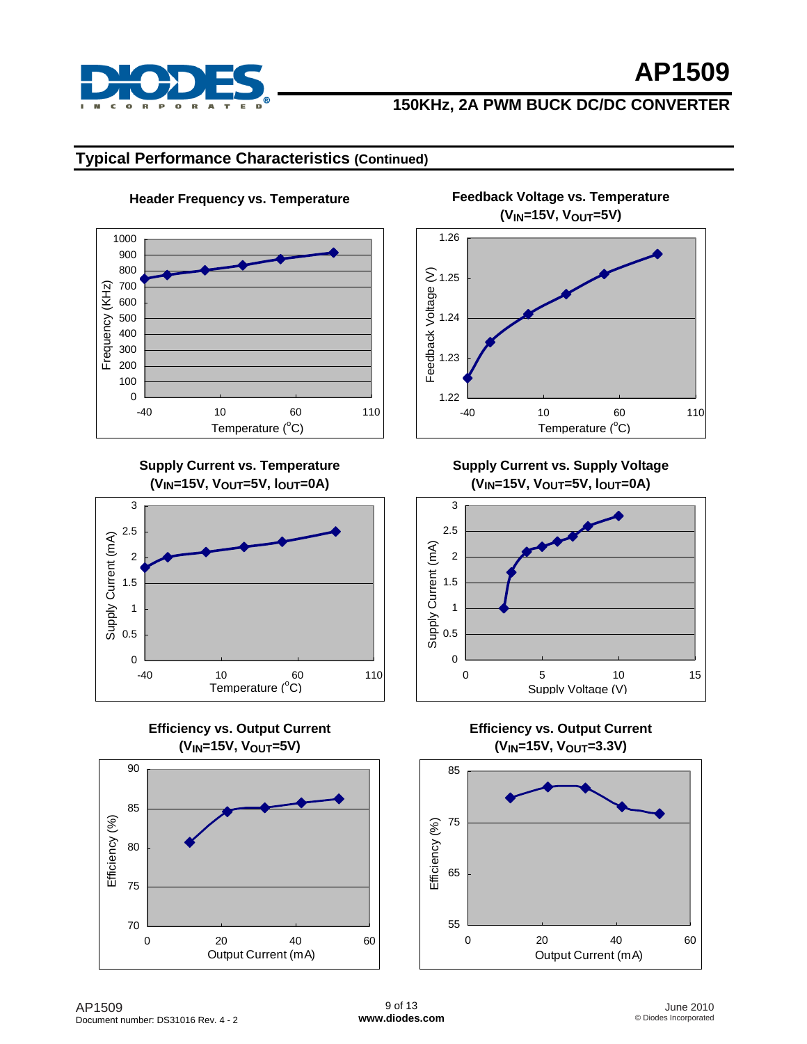## Typical Performance Characteristics (Continued)

**Header Frequency vs. Temperature**

**Feedback Voltage vs. Temperature ($V_{IN}$=15V, $V_{OUT}$=5V)**

**Supply Current vs. Temperature ($V_{IN}$=15V, $V_{OUT}$=5V, $I_{OUT}$=0A)**

**Supply Current vs. Supply Voltage ($V_{IN}$=15V, $V_{OUT}$=5V, $I_{OUT}$=0A)**

**Efficiency vs. Output Current ($V_{IN}$=15V, $V_{OUT}$=5V)**

**Efficiency vs. Output Current ($V_{IN}$=15V, $V_{OUT}$=3.3V)**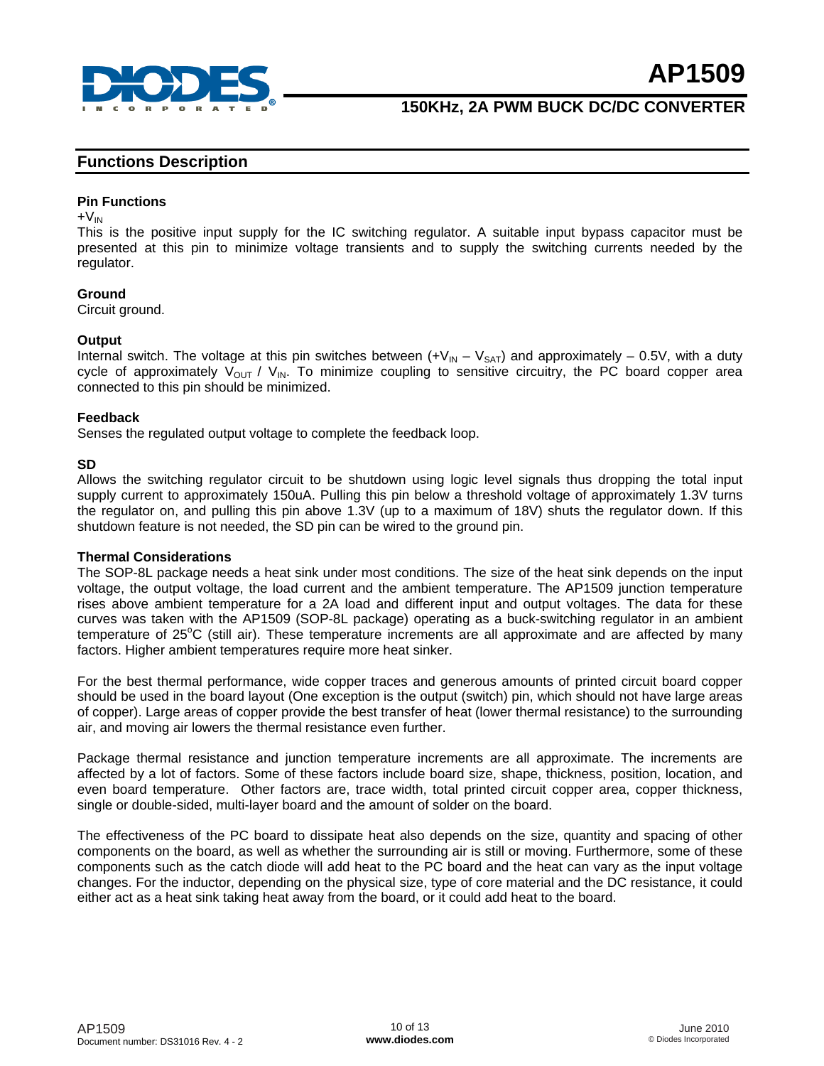## Functions Description

### Pin Functions

$+V_{IN}$

This is the positive input supply for the IC switching regulator. A suitable input bypass capacitor must be presented at this pin to minimize voltage transients and to supply the switching currents needed by the regulator.

### Ground

Circuit ground.

### Output

Internal switch. The voltage at this pin switches between $(+V_{IN} - V_{SAT})$ and approximately – 0.5V, with a duty cycle of approximately $V_{OUT}$ / $V_{IN}$. To minimize coupling to sensitive circuitry, the PC board copper area connected to this pin should be minimized.

### Feedback

Senses the regulated output voltage to complete the feedback loop.

### SD

Allows the switching regulator circuit to be shutdown using logic level signals thus dropping the total input supply current to approximately 150uA. Pulling this pin below a threshold voltage of approximately 1.3V turns the regulator on, and pulling this pin above 1.3V (up to a maximum of 18V) shuts the regulator down. If this shutdown feature is not needed, the SD pin can be wired to the ground pin.

### Thermal Considerations

The SOP-8L package needs a heat sink under most conditions. The size of the heat sink depends on the input voltage, the output voltage, the load current and the ambient temperature. The AP1509 junction temperature rises above ambient temperature for a 2A load and different input and output voltages. The data for these curves was taken with the AP1509 (SOP-8L package) operating as a buck-switching regulator in an ambient temperature of 25°C (still air). These temperature increments are all approximate and are affected by many factors. Higher ambient temperatures require more heat sinker.

For the best thermal performance, wide copper traces and generous amounts of printed circuit board copper should be used in the board layout (One exception is the output (switch) pin, which should not have large areas of copper). Large areas of copper provide the best transfer of heat (lower thermal resistance) to the surrounding air, and moving air lowers the thermal resistance even further.

Package thermal resistance and junction temperature increments are all approximate. The increments are affected by a lot of factors. Some of these factors include board size, shape, thickness, position, location, and even board temperature. Other factors are, trace width, total printed circuit copper area, copper thickness, single or double-sided, multi-layer board and the amount of solder on the board.

The effectiveness of the PC board to dissipate heat also depends on the size, quantity and spacing of other components on the board, as well as whether the surrounding air is still or moving. Furthermore, some of these components such as the catch diode will add heat to the PC board and the heat can vary as the input voltage changes. For the inductor, depending on the physical size, type of core material and the DC resistance, it could either act as a heat sink taking heat away from the board, or it could add heat to the board.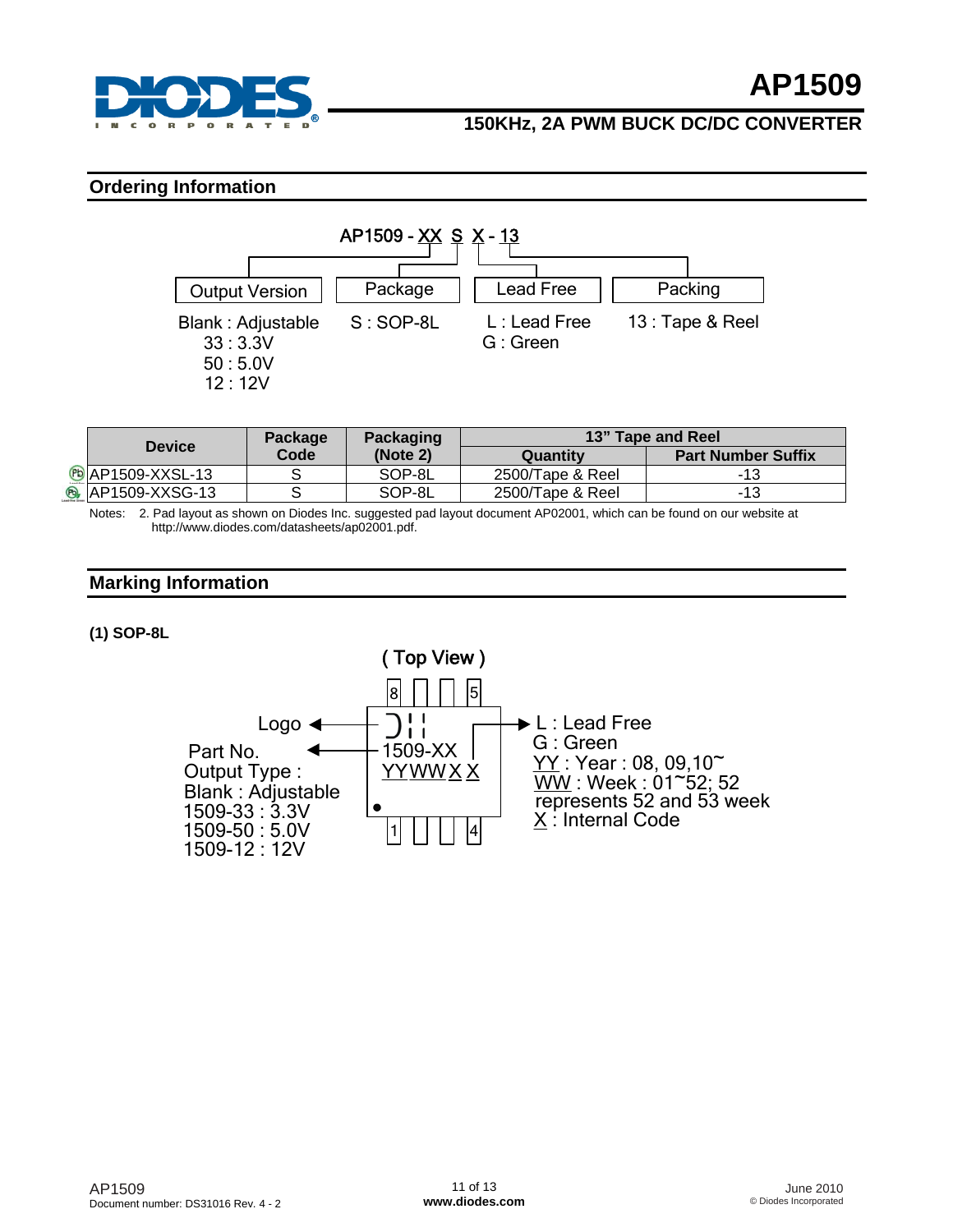## Ordering Information

AP1509 - XX S X - 13

| Output Version | Package | Lead Free | Packing |
|---|---|---|---|
| Blank : Adjustable<br>33 : 3.3V<br>50 : 5.0V<br>12 : 12V | S : SOP-8L | L : Lead Free<br>G : Green | 13 : Tape & Reel |

| Device | Package Code | Packaging (Note 2) | 13" Tape and Reel | |
|---|---|---|---|---|
| | | | Quantity | Part Number Suffix |
| AP1509-XXSL-13 | S | SOP-8L | 2500/Tape & Reel | -13 |
| AP1509-XXSG-13 | S | SOP-8L | 2500/Tape & Reel | -13 |

Notes: 2. Pad layout as shown on Diodes Inc. suggested pad layout document AP02001, which can be found on our website at http://www.diodes.com/datasheets/ap02001.pdf.

## Marking Information

**(1) SOP-8L**

( Top View )

Logo

Part No.
Output Type :
Blank : Adjustable
1509-33 : 3.3V
1509-50 : 5.0V
1509-12 : 12V

1509-XX
YYWWX X

L : Lead Free
G : Green
YY : Year : 08, 09,10~
WW : Week : 01~52; 52 represents 52 and 53 week
X : Internal Code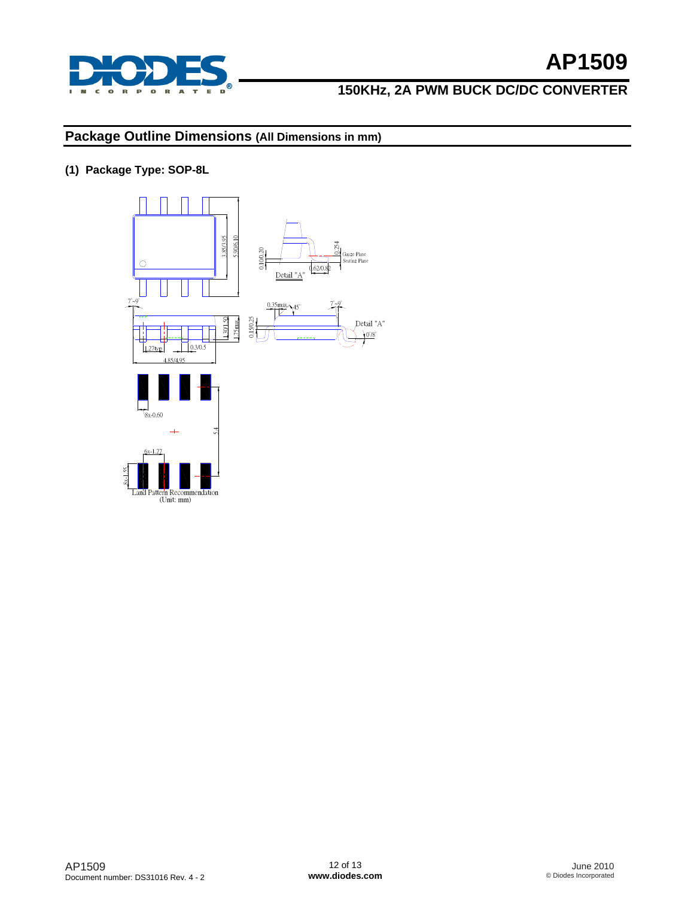## Package Outline Dimensions (All Dimensions in mm)

**(1) Package Type: SOP-8L**

Land Pattern Recommendation (Unit: mm)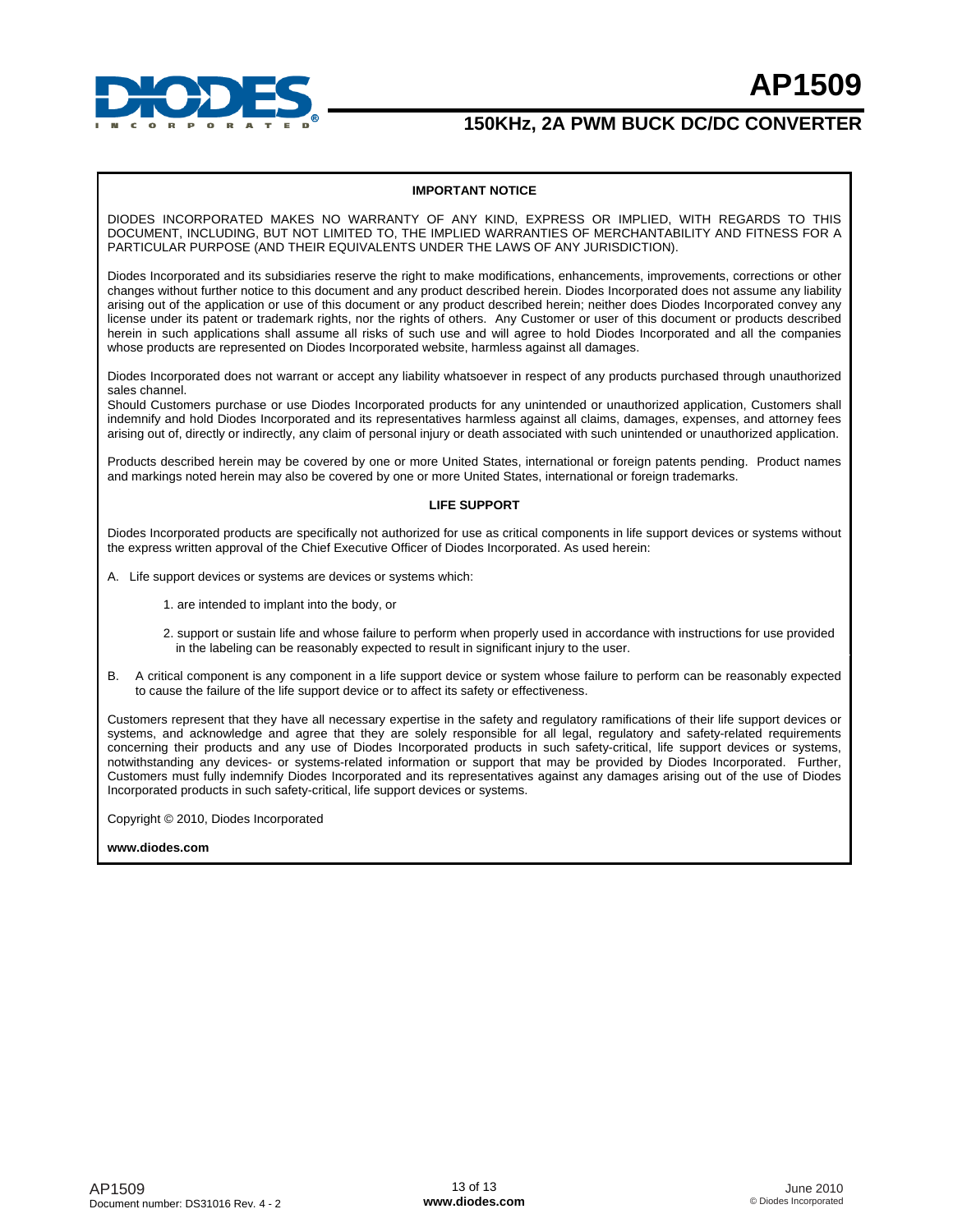## IMPORTANT NOTICE

DIODES INCORPORATED MAKES NO WARRANTY OF ANY KIND, EXPRESS OR IMPLIED, WITH REGARDS TO THIS DOCUMENT, INCLUDING, BUT NOT LIMITED TO, THE IMPLIED WARRANTIES OF MERCHANTABILITY AND FITNESS FOR A PARTICULAR PURPOSE (AND THEIR EQUIVALENTS UNDER THE LAWS OF ANY JURISDICTION).

Diodes Incorporated and its subsidiaries reserve the right to make modifications, enhancements, improvements, corrections or other changes without further notice to this document and any product described herein. Diodes Incorporated does not assume any liability arising out of the application or use of this document or any product described herein; neither does Diodes Incorporated convey any license under its patent or trademark rights, nor the rights of others. Any Customer or user of this document or products described herein in such applications shall assume all risks of such use and will agree to hold Diodes Incorporated and all the companies whose products are represented on Diodes Incorporated website, harmless against all damages.

Diodes Incorporated does not warrant or accept any liability whatsoever in respect of any products purchased through unauthorized sales channel.
Should Customers purchase or use Diodes Incorporated products for any unintended or unauthorized application, Customers shall indemnify and hold Diodes Incorporated and its representatives harmless against all claims, damages, expenses, and attorney fees arising out of, directly or indirectly, any claim of personal injury or death associated with such unintended or unauthorized application.

Products described herein may be covered by one or more United States, international or foreign patents pending. Product names and markings noted herein may also be covered by one or more United States, international or foreign trademarks.

## LIFE SUPPORT

Diodes Incorporated products are specifically not authorized for use as critical components in life support devices or systems without the express written approval of the Chief Executive Officer of Diodes Incorporated. As used herein:

A. Life support devices or systems are devices or systems which:

1. are intended to implant into the body, or

2. support or sustain life and whose failure to perform when properly used in accordance with instructions for use provided in the labeling can be reasonably expected to result in significant injury to the user.

B. A critical component is any component in a life support device or system whose failure to perform can be reasonably expected to cause the failure of the life support device or to affect its safety or effectiveness.

Customers represent that they have all necessary expertise in the safety and regulatory ramifications of their life support devices or systems, and acknowledge and agree that they are solely responsible for all legal, regulatory and safety-related requirements concerning their products and any use of Diodes Incorporated products in such safety-critical, life support devices or systems, notwithstanding any devices- or systems-related information or support that may be provided by Diodes Incorporated. Further, Customers must fully indemnify Diodes Incorporated and its representatives against any damages arising out of the use of Diodes Incorporated products in such safety-critical, life support devices or systems.

Copyright © 2010, Diodes Incorporated

**www.diodes.com**